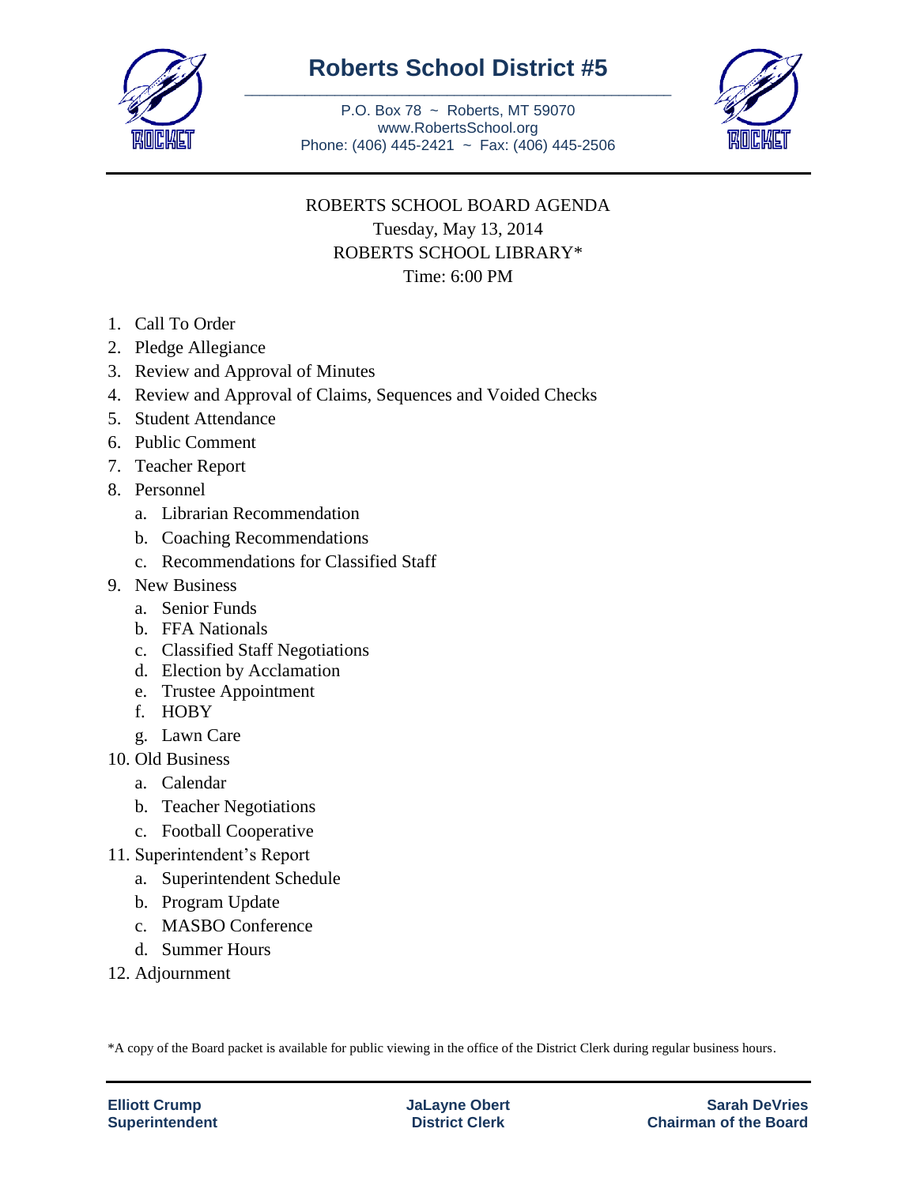# Roberts School District #5

P.O. Box 78 ~ Roberts, MT 59070
www.RobertsSchool.org
Phone: (406) 445-2421 ~ Fax: (406) 445-2506

ROBERTS SCHOOL BOARD AGENDA
Tuesday, May 13, 2014
ROBERTS SCHOOL LIBRARY*
Time: 6:00 PM

1. Call To Order
2. Pledge Allegiance
3. Review and Approval of Minutes
4. Review and Approval of Claims, Sequences and Voided Checks
5. Student Attendance
6. Public Comment
7. Teacher Report
8. Personnel
   a. Librarian Recommendation
   b. Coaching Recommendations
   c. Recommendations for Classified Staff
9. New Business
   a. Senior Funds
   b. FFA Nationals
   c. Classified Staff Negotiations
   d. Election by Acclamation
   e. Trustee Appointment
   f. HOBY
   g. Lawn Care
10. Old Business
    a. Calendar
    b. Teacher Negotiations
    c. Football Cooperative
11. Superintendent's Report
    a. Superintendent Schedule
    b. Program Update
    c. MASBO Conference
    d. Summer Hours
12. Adjournment

*A copy of the Board packet is available for public viewing in the office of the District Clerk during regular business hours.

**Elliott Crump**
**Superintendent**

**JaLayne Obert**
**District Clerk**

**Sarah DeVries**
**Chairman of the Board**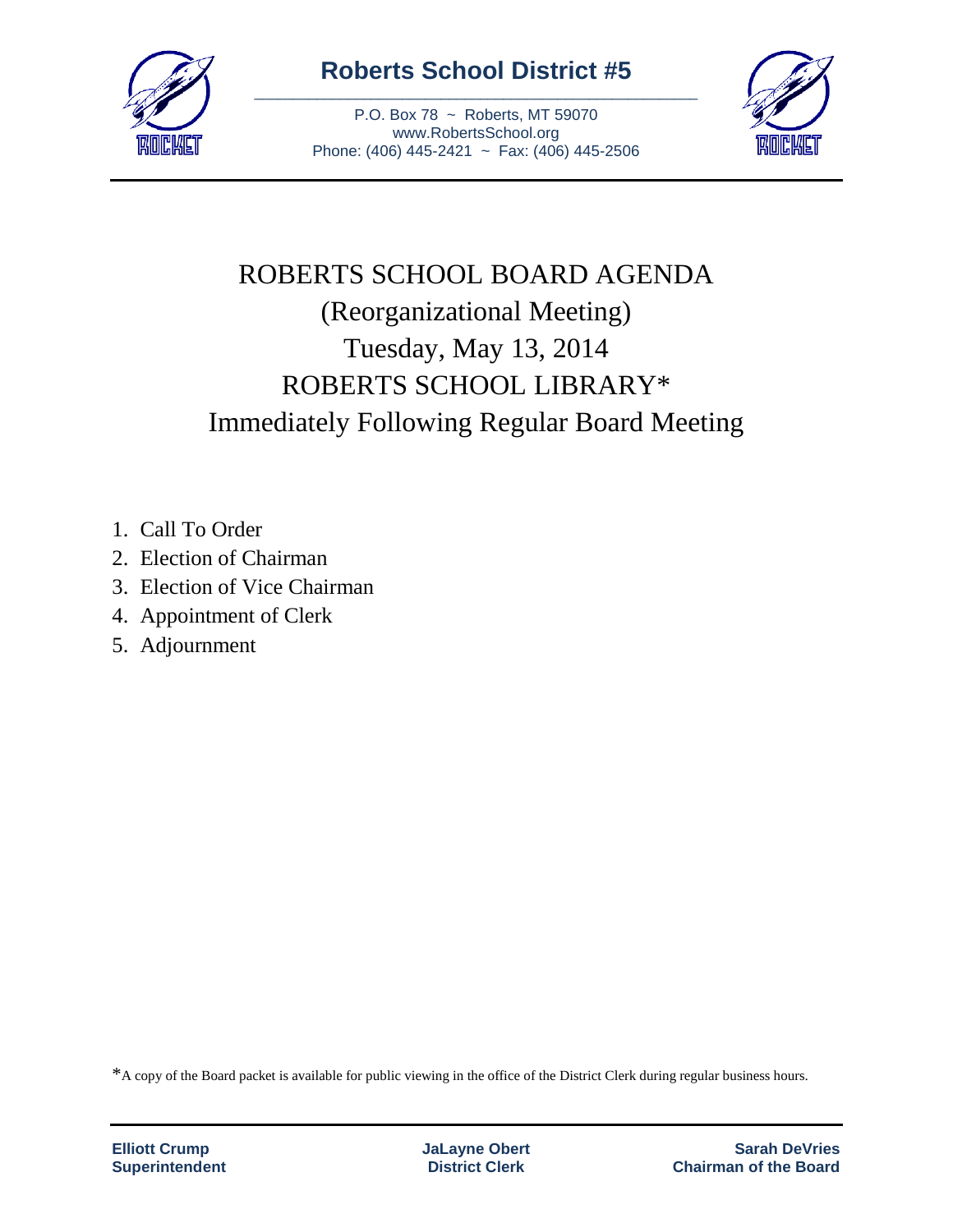# Roberts School District #5

P.O. Box 78 ~ Roberts, MT 59070
www.RobertsSchool.org
Phone: (406) 445-2421 ~ Fax: (406) 445-2506

## ROBERTS SCHOOL BOARD AGENDA
## (Reorganizational Meeting)
## Tuesday, May 13, 2014
## ROBERTS SCHOOL LIBRARY*
## Immediately Following Regular Board Meeting

1. Call To Order
2. Election of Chairman
3. Election of Vice Chairman
4. Appointment of Clerk
5. Adjournment

*A copy of the Board packet is available for public viewing in the office of the District Clerk during regular business hours.

**Elliott Crump**
**Superintendent**

**JaLayne Obert**
**District Clerk**

**Sarah DeVries**
**Chairman of the Board**